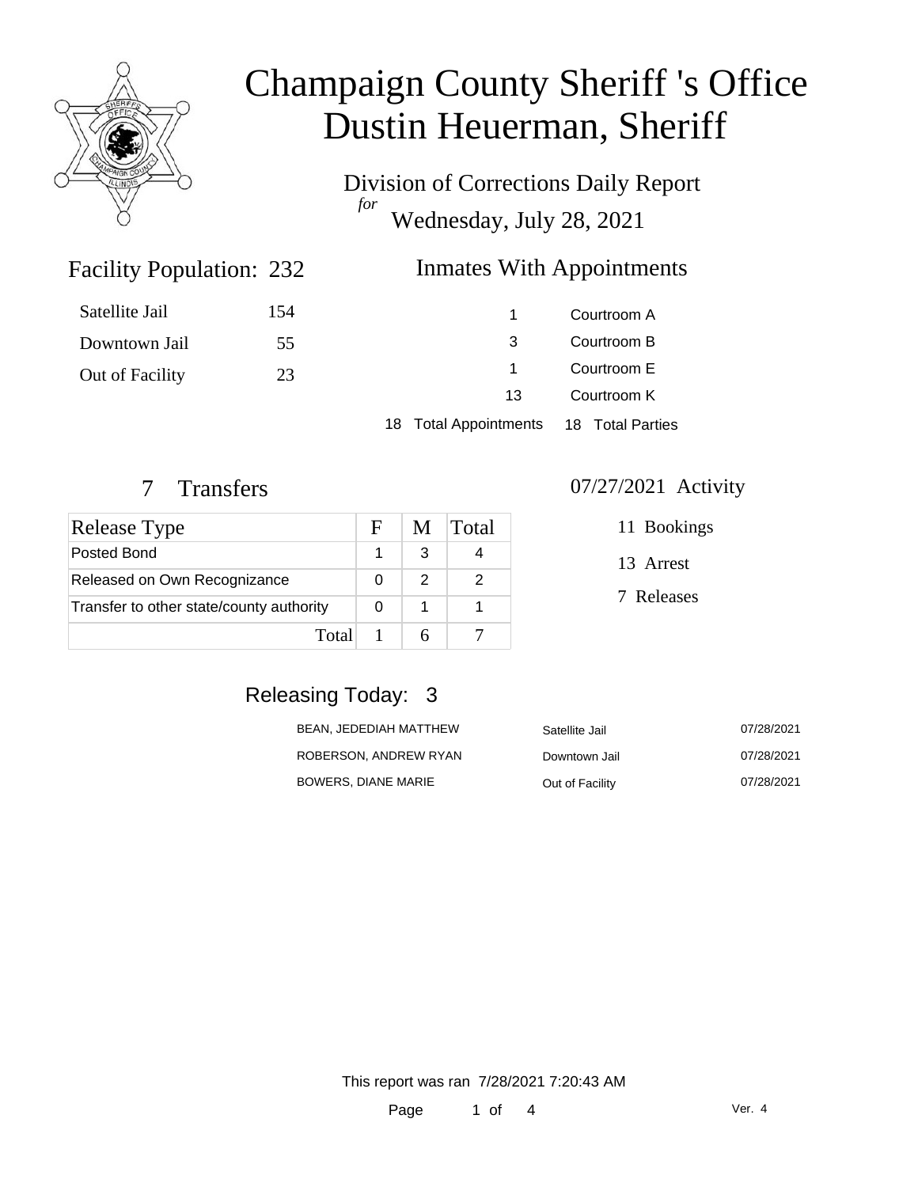# Champaign County Sheriff 's Office
# Dustin Heuerman, Sheriff

Division of Corrections Daily Report
*for*
Wednesday, July 28, 2021

## Facility Population: 232

| | |
|---|---|
| Satellite Jail | 154 |
| Downtown Jail | 55 |
| Out of Facility | 23 |

## Inmates With Appointments

| | |
|---|---|
| 1 | Courtroom A |
| 3 | Courtroom B |
| 1 | Courtroom E |
| 13 | Courtroom K |
| 18 Total Appointments | 18 Total Parties |

## 7 Transfers

| Release Type | F | M | Total |
|---|---|---|---|
| Posted Bond | 1 | 3 | 4 |
| Released on Own Recognizance | 0 | 2 | 2 |
| Transfer to other state/county authority | 0 | 1 | 1 |
| Total | 1 | 6 | 7 |

## 07/27/2021 Activity

11 Bookings

13 Arrest

7 Releases

## Releasing Today: 3

| | | |
|---|---|---|
| BEAN, JEDEDIAH MATTHEW | Satellite Jail | 07/28/2021 |
| ROBERSON, ANDREW RYAN | Downtown Jail | 07/28/2021 |
| BOWERS, DIANE MARIE | Out of Facility | 07/28/2021 |

This report was ran 7/28/2021 7:20:43 AM

Ver. 4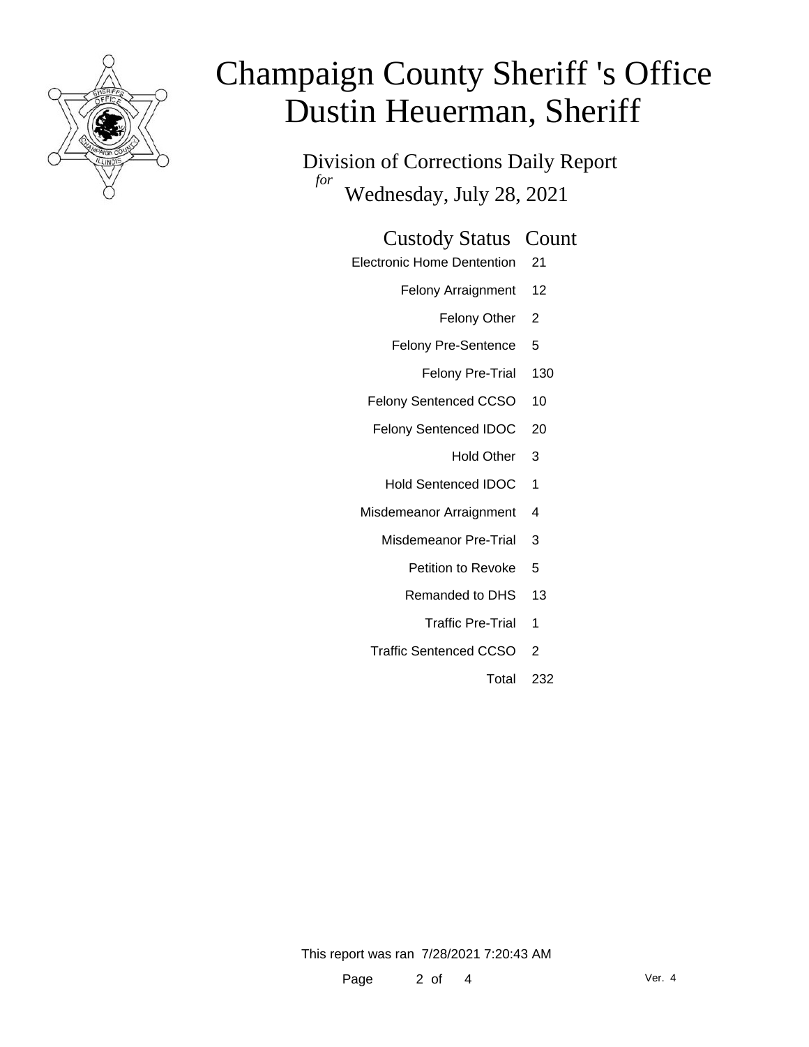# Champaign County Sheriff 's Office
# Dustin Heuerman, Sheriff

Division of Corrections Daily Report
*for*
Wednesday, July 28, 2021

| Custody Status | Count |
| --- | --- |
| Electronic Home Dentention | 21 |
| Felony Arraignment | 12 |
| Felony Other | 2 |
| Felony Pre-Sentence | 5 |
| Felony Pre-Trial | 130 |
| Felony Sentenced CCSO | 10 |
| Felony Sentenced IDOC | 20 |
| Hold Other | 3 |
| Hold Sentenced IDOC | 1 |
| Misdemeanor Arraignment | 4 |
| Misdemeanor Pre-Trial | 3 |
| Petition to Revoke | 5 |
| Remanded to DHS | 13 |
| Traffic Pre-Trial | 1 |
| Traffic Sentenced CCSO | 2 |
| Total | 232 |

This report was ran 7/28/2021 7:20:43 AM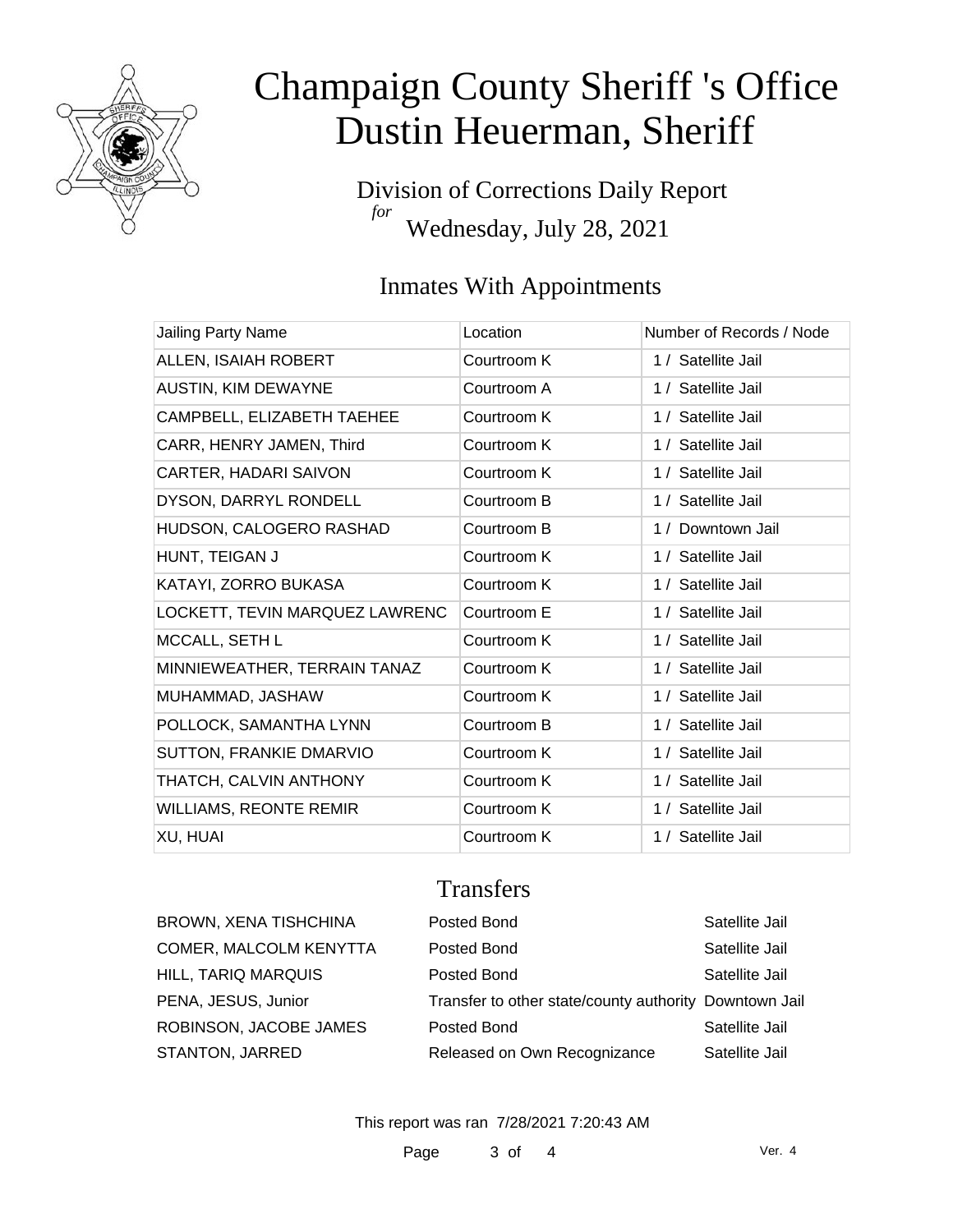# Champaign County Sheriff 's Office
# Dustin Heuerman, Sheriff

Division of Corrections Daily Report
*for*
Wednesday, July 28, 2021

## Inmates With Appointments

| Jailing Party Name | Location | Number of Records / Node |
|---|---|---|
| ALLEN, ISAIAH ROBERT | Courtroom K | 1 / Satellite Jail |
| AUSTIN, KIM DEWAYNE | Courtroom A | 1 / Satellite Jail |
| CAMPBELL, ELIZABETH TAEHEE | Courtroom K | 1 / Satellite Jail |
| CARR, HENRY JAMEN, Third | Courtroom K | 1 / Satellite Jail |
| CARTER, HADARI SAIVON | Courtroom K | 1 / Satellite Jail |
| DYSON, DARRYL RONDELL | Courtroom B | 1 / Satellite Jail |
| HUDSON, CALOGERO RASHAD | Courtroom B | 1 / Downtown Jail |
| HUNT, TEIGAN J | Courtroom K | 1 / Satellite Jail |
| KATAYI, ZORRO BUKASA | Courtroom K | 1 / Satellite Jail |
| LOCKETT, TEVIN MARQUEZ LAWRENC | Courtroom E | 1 / Satellite Jail |
| MCCALL, SETH L | Courtroom K | 1 / Satellite Jail |
| MINNIEWEATHER, TERRAIN TANAZ | Courtroom K | 1 / Satellite Jail |
| MUHAMMAD, JASHAW | Courtroom K | 1 / Satellite Jail |
| POLLOCK, SAMANTHA LYNN | Courtroom B | 1 / Satellite Jail |
| SUTTON, FRANKIE DMARVIO | Courtroom K | 1 / Satellite Jail |
| THATCH, CALVIN ANTHONY | Courtroom K | 1 / Satellite Jail |
| WILLIAMS, REONTE REMIR | Courtroom K | 1 / Satellite Jail |
| XU, HUAI | Courtroom K | 1 / Satellite Jail |

## Transfers

| | | |
|---|---|---|
| BROWN, XENA TISHCHINA | Posted Bond | Satellite Jail |
| COMER, MALCOLM KENYTTA | Posted Bond | Satellite Jail |
| HILL, TARIQ MARQUIS | Posted Bond | Satellite Jail |
| PENA, JESUS, Junior | Transfer to other state/county authority | Downtown Jail |
| ROBINSON, JACOBE JAMES | Posted Bond | Satellite Jail |
| STANTON, JARRED | Released on Own Recognizance | Satellite Jail |

This report was ran 7/28/2021 7:20:43 AM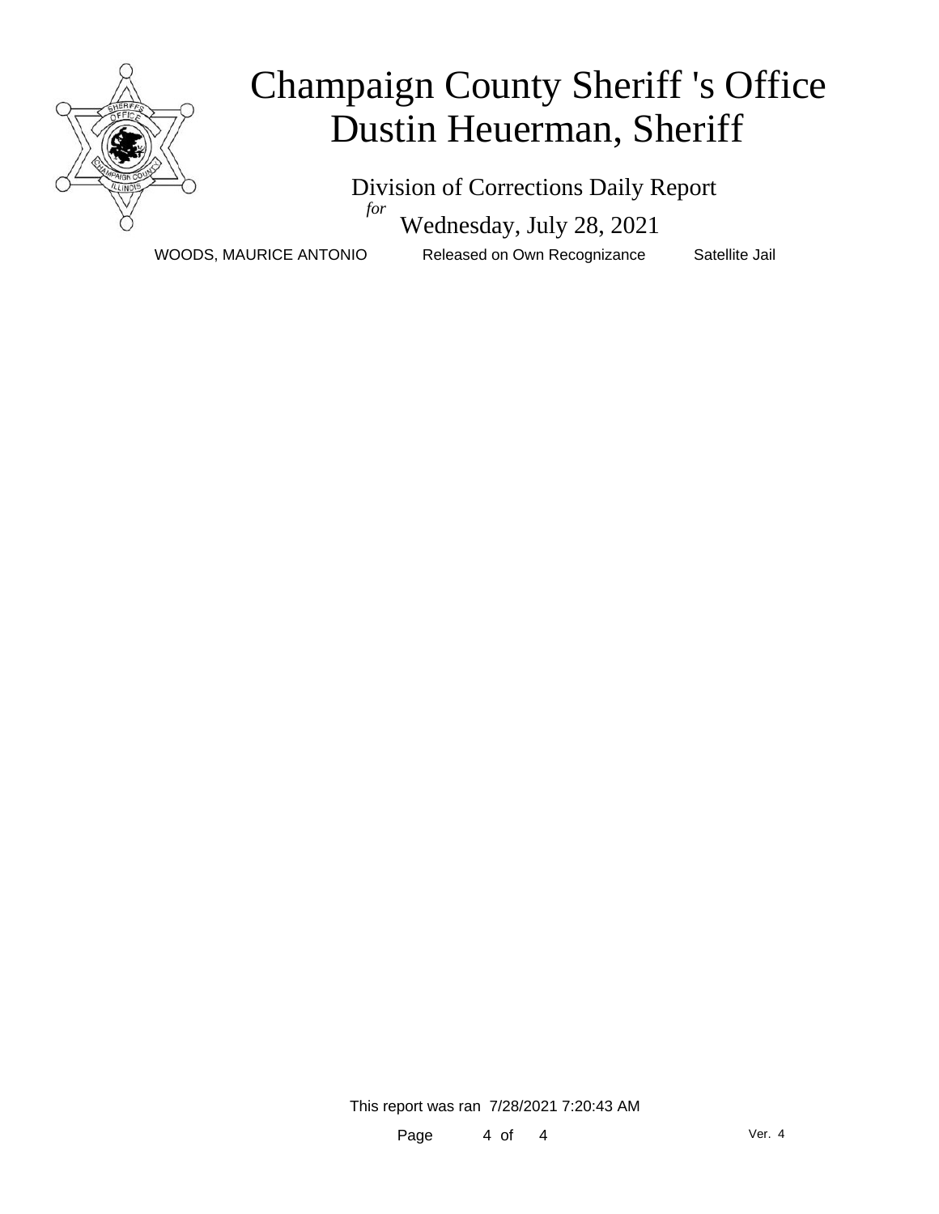# Champaign County Sheriff 's Office
# Dustin Heuerman, Sheriff

Division of Corrections Daily Report

*for* Wednesday, July 28, 2021

| | | |
|---|---|---|
| WOODS, MAURICE ANTONIO | Released on Own Recognizance | Satellite Jail |

This report was ran 7/28/2021 7:20:43 AM

Ver. 4